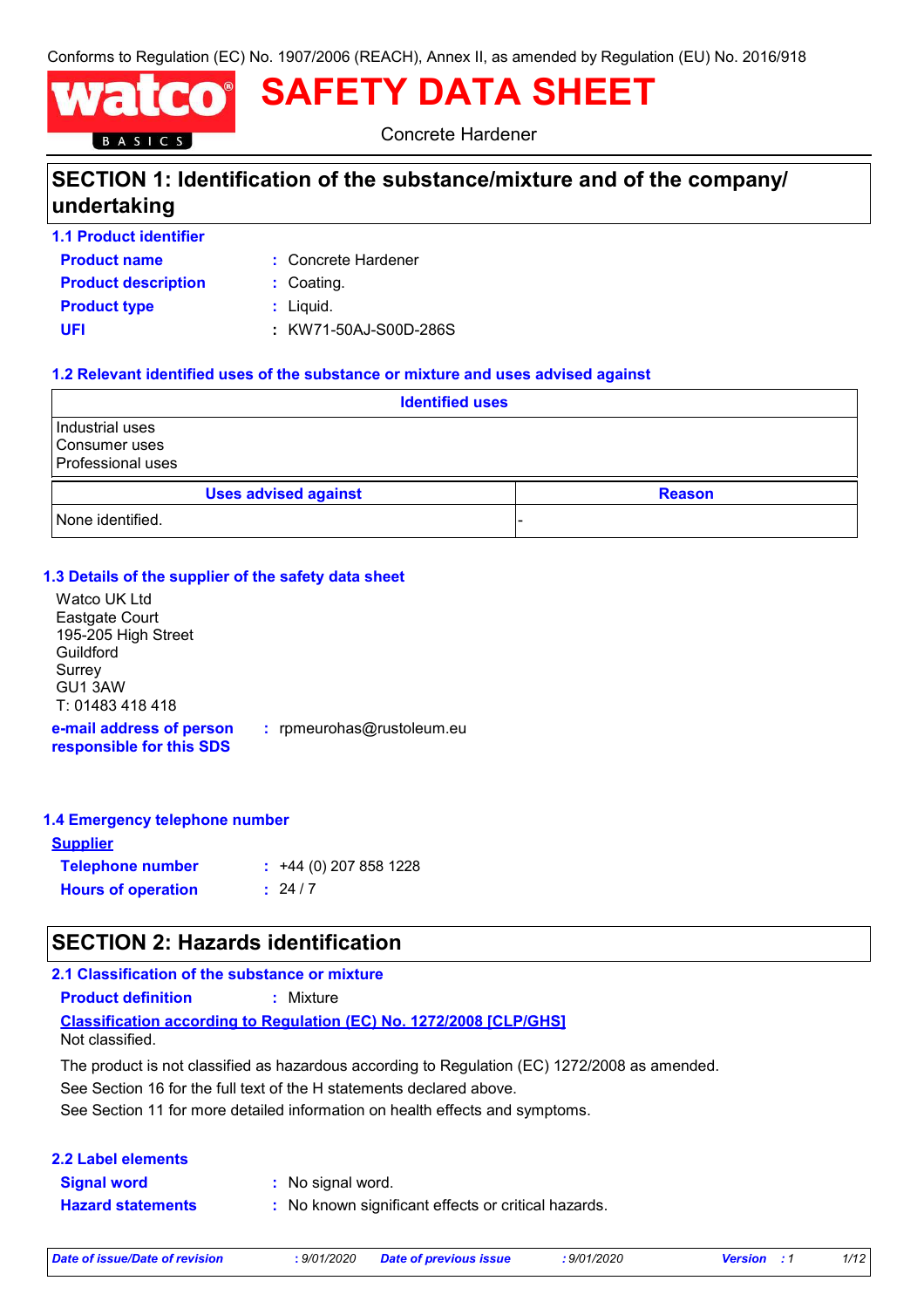Conforms to Regulation (EC) No. 1907/2006 (REACH), Annex II, as amended by Regulation (EU) No. 2016/918

# SAFETY DATA SHEET

Concrete Hardener

## SECTION 1: Identification of the substance/mixture and of the company/ undertaking

### 1.1 Product identifier

**Product name** : Concrete Hardener

**Product description** : Coating.

**Product type** : Liquid.

**UFI** : KW71-50AJ-S00D-286S

### 1.2 Relevant identified uses of the substance or mixture and uses advised against

| Identified uses |
|---|
| Industrial uses<br>Consumer uses<br>Professional uses |

| Uses advised against | Reason |
|---|---|
| None identified. | - |

### 1.3 Details of the supplier of the safety data sheet

Watco UK Ltd
Eastgate Court
195-205 High Street
Guildford
Surrey
GU1 3AW
T: 01483 418 418

**e-mail address of person responsible for this SDS** : rpmeurohas@rustoleum.eu

### 1.4 Emergency telephone number

**Supplier**

**Telephone number** : +44 (0) 207 858 1228

**Hours of operation** : 24 / 7

## SECTION 2: Hazards identification

### 2.1 Classification of the substance or mixture

**Product definition** : Mixture

**Classification according to Regulation (EC) No. 1272/2008 [CLP/GHS]**

Not classified.

The product is not classified as hazardous according to Regulation (EC) 1272/2008 as amended.

See Section 16 for the full text of the H statements declared above.

See Section 11 for more detailed information on health effects and symptoms.

### 2.2 Label elements

**Signal word** : No signal word.

**Hazard statements** : No known significant effects or critical hazards.

*Date of issue/Date of revision* : 9/01/2020 *Date of previous issue* : 9/01/2020 *Version* : 1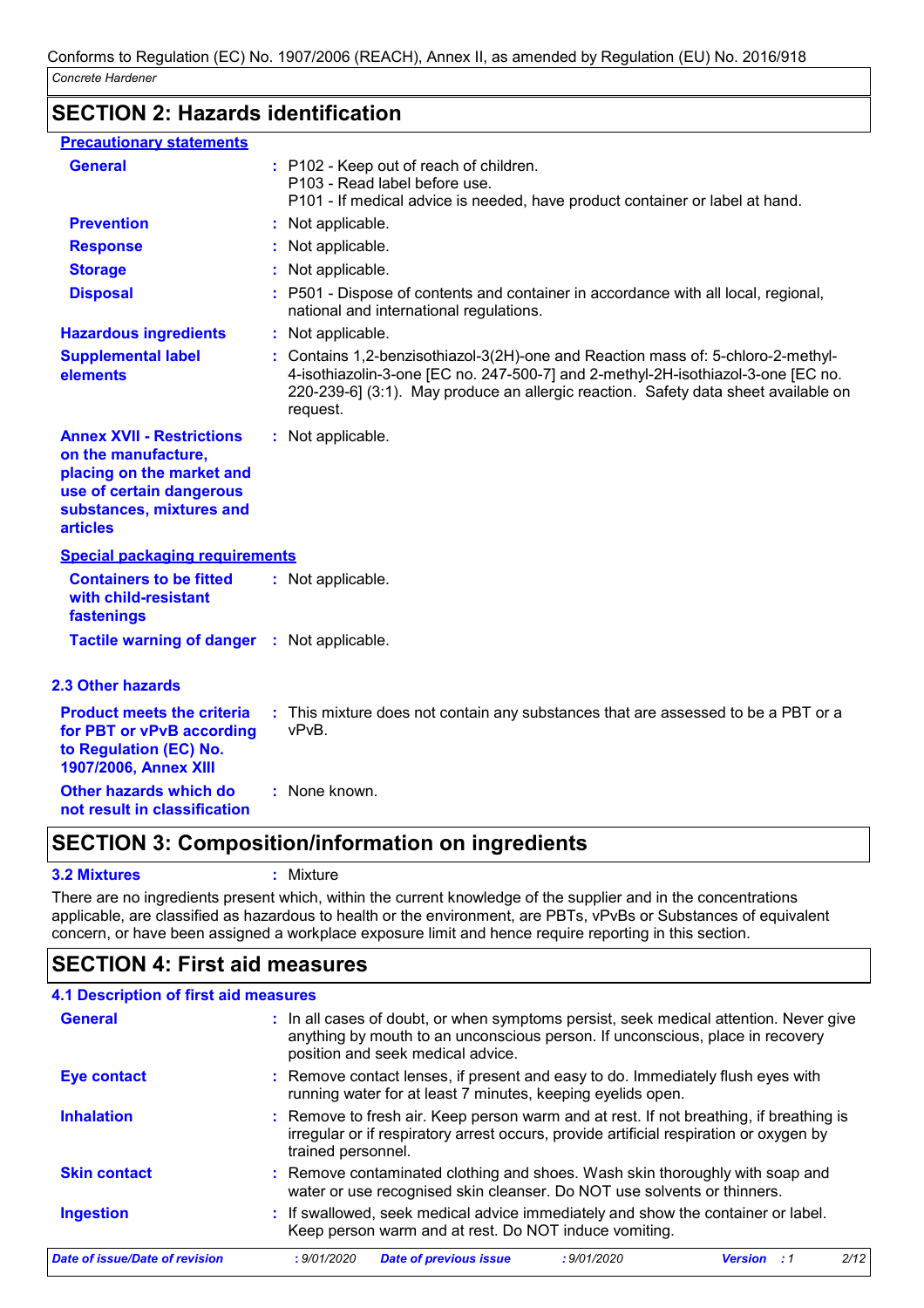## SECTION 2: Hazards identification

**Precautionary statements**

| | |
|---|---|
| **General** | P102 - Keep out of reach of children.<br>P103 - Read label before use.<br>P101 - If medical advice is needed, have product container or label at hand. |
| **Prevention** | Not applicable. |
| **Response** | Not applicable. |
| **Storage** | Not applicable. |
| **Disposal** | P501 - Dispose of contents and container in accordance with all local, regional, national and international regulations. |
| **Hazardous ingredients** | Not applicable. |
| **Supplemental label elements** | Contains 1,2-benzisothiazol-3(2H)-one and Reaction mass of: 5-chloro-2-methyl-4-isothiazolin-3-one [EC no. 247-500-7] and 2-methyl-2H-isothiazol-3-one [EC no. 220-239-6] (3:1). May produce an allergic reaction. Safety data sheet available on request. |
| **Annex XVII - Restrictions on the manufacture, placing on the market and use of certain dangerous substances, mixtures and articles** | Not applicable. |

**Special packaging requirements**

| | |
|---|---|
| **Containers to be fitted with child-resistant fastenings** | Not applicable. |
| **Tactile warning of danger** | Not applicable. |

### 2.3 Other hazards

| | |
|---|---|
| **Product meets the criteria for PBT or vPvB according to Regulation (EC) No. 1907/2006, Annex XIII** | This mixture does not contain any substances that are assessed to be a PBT or a vPvB. |
| **Other hazards which do not result in classification** | None known. |

## SECTION 3: Composition/information on ingredients

**3.2 Mixtures** : Mixture

There are no ingredients present which, within the current knowledge of the supplier and in the concentrations applicable, are classified as hazardous to health or the environment, are PBTs, vPvBs or Substances of equivalent concern, or have been assigned a workplace exposure limit and hence require reporting in this section.

## SECTION 4: First aid measures

### 4.1 Description of first aid measures

| | |
|---|---|
| **General** | In all cases of doubt, or when symptoms persist, seek medical attention. Never give anything by mouth to an unconscious person. If unconscious, place in recovery position and seek medical advice. |
| **Eye contact** | Remove contact lenses, if present and easy to do. Immediately flush eyes with running water for at least 7 minutes, keeping eyelids open. |
| **Inhalation** | Remove to fresh air. Keep person warm and at rest. If not breathing, if breathing is irregular or if respiratory arrest occurs, provide artificial respiration or oxygen by trained personnel. |
| **Skin contact** | Remove contaminated clothing and shoes. Wash skin thoroughly with soap and water or use recognised skin cleanser. Do NOT use solvents or thinners. |
| **Ingestion** | If swallowed, seek medical advice immediately and show the container or label. Keep person warm and at rest. Do NOT induce vomiting. |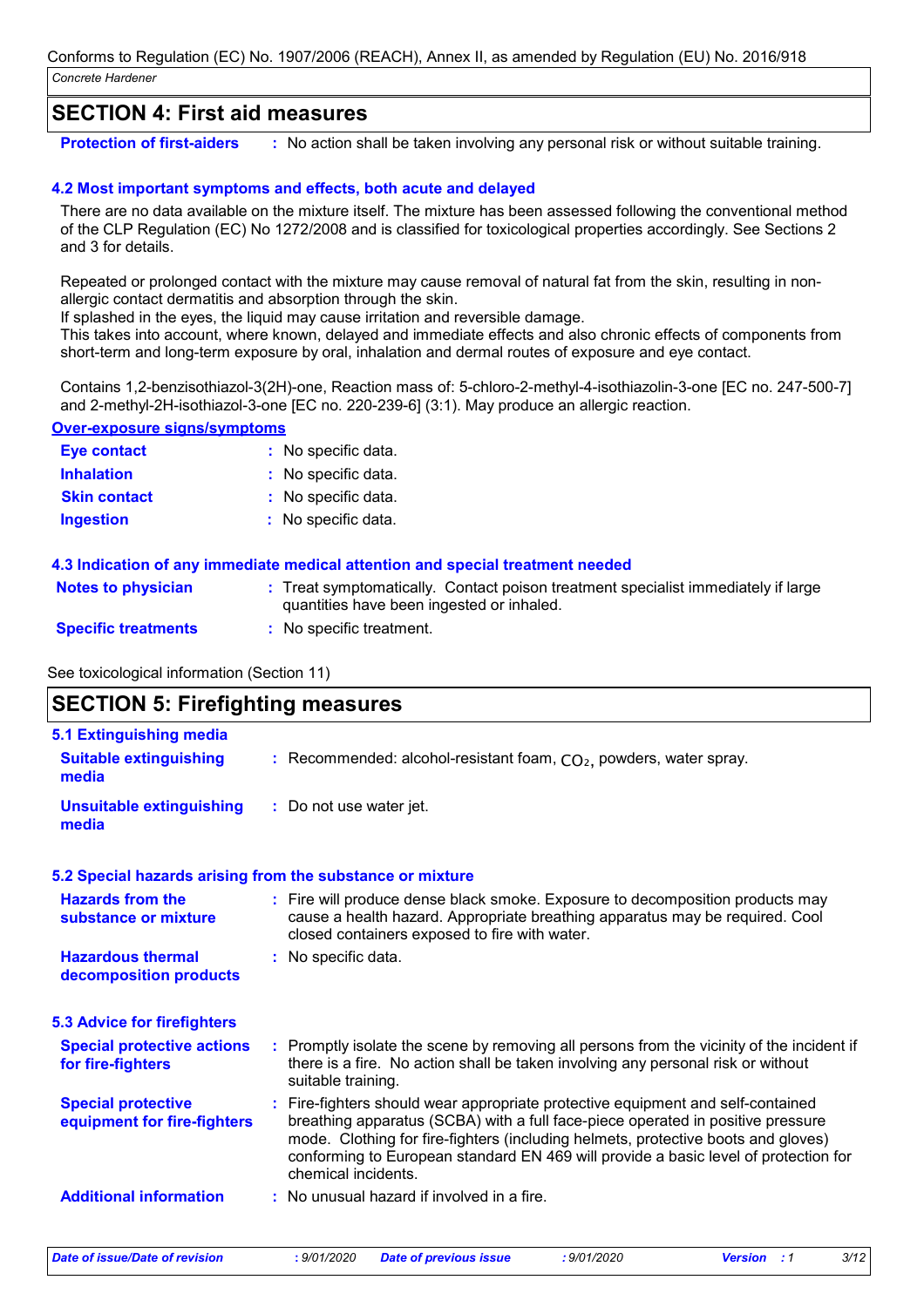## SECTION 4: First aid measures

**Protection of first-aiders** : No action shall be taken involving any personal risk or without suitable training.

### 4.2 Most important symptoms and effects, both acute and delayed

There are no data available on the mixture itself. The mixture has been assessed following the conventional method of the CLP Regulation (EC) No 1272/2008 and is classified for toxicological properties accordingly. See Sections 2 and 3 for details.

Repeated or prolonged contact with the mixture may cause removal of natural fat from the skin, resulting in non-allergic contact dermatitis and absorption through the skin.
If splashed in the eyes, the liquid may cause irritation and reversible damage.
This takes into account, where known, delayed and immediate effects and also chronic effects of components from short-term and long-term exposure by oral, inhalation and dermal routes of exposure and eye contact.

Contains 1,2-benzisothiazol-3(2H)-one, Reaction mass of: 5-chloro-2-methyl-4-isothiazolin-3-one [EC no. 247-500-7] and 2-methyl-2H-isothiazol-3-one [EC no. 220-239-6] (3:1). May produce an allergic reaction.

**Over-exposure signs/symptoms**

**Eye contact** : No specific data.

**Inhalation** : No specific data.

**Skin contact** : No specific data.

**Ingestion** : No specific data.

### 4.3 Indication of any immediate medical attention and special treatment needed

**Notes to physician** : Treat symptomatically. Contact poison treatment specialist immediately if large quantities have been ingested or inhaled.

**Specific treatments** : No specific treatment.

See toxicological information (Section 11)

## SECTION 5: Firefighting measures

### 5.1 Extinguishing media

**Suitable extinguishing media** : Recommended: alcohol-resistant foam, $CO_2$, powders, water spray.

**Unsuitable extinguishing media** : Do not use water jet.

### 5.2 Special hazards arising from the substance or mixture

**Hazards from the substance or mixture** : Fire will produce dense black smoke. Exposure to decomposition products may cause a health hazard. Appropriate breathing apparatus may be required. Cool closed containers exposed to fire with water.

**Hazardous thermal decomposition products** : No specific data.

### 5.3 Advice for firefighters

**Special protective actions for fire-fighters** : Promptly isolate the scene by removing all persons from the vicinity of the incident if there is a fire. No action shall be taken involving any personal risk or without suitable training.

**Special protective equipment for fire-fighters** : Fire-fighters should wear appropriate protective equipment and self-contained breathing apparatus (SCBA) with a full face-piece operated in positive pressure mode. Clothing for fire-fighters (including helmets, protective boots and gloves) conforming to European standard EN 469 will provide a basic level of protection for chemical incidents.

**Additional information** : No unusual hazard if involved in a fire.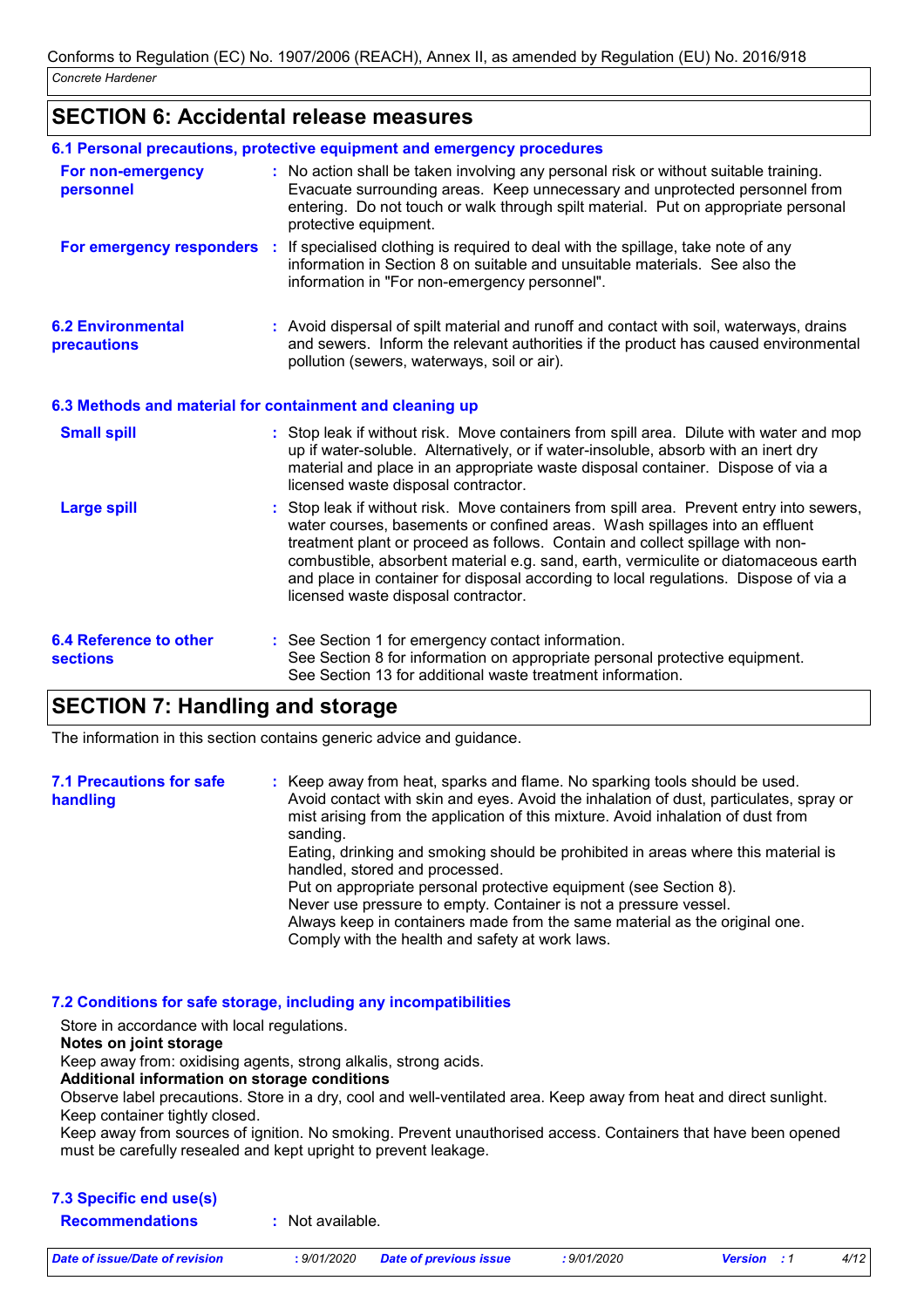## SECTION 6: Accidental release measures

### 6.1 Personal precautions, protective equipment and emergency procedures

**For non-emergency personnel** : No action shall be taken involving any personal risk or without suitable training. Evacuate surrounding areas. Keep unnecessary and unprotected personnel from entering. Do not touch or walk through spilt material. Put on appropriate personal protective equipment.

**For emergency responders** : If specialised clothing is required to deal with the spillage, take note of any information in Section 8 on suitable and unsuitable materials. See also the information in "For non-emergency personnel".

### 6.2 Environmental precautions

: Avoid dispersal of spilt material and runoff and contact with soil, waterways, drains and sewers. Inform the relevant authorities if the product has caused environmental pollution (sewers, waterways, soil or air).

### 6.3 Methods and material for containment and cleaning up

**Small spill** : Stop leak if without risk. Move containers from spill area. Dilute with water and mop up if water-soluble. Alternatively, or if water-insoluble, absorb with an inert dry material and place in an appropriate waste disposal container. Dispose of via a licensed waste disposal contractor.

**Large spill** : Stop leak if without risk. Move containers from spill area. Prevent entry into sewers, water courses, basements or confined areas. Wash spillages into an effluent treatment plant or proceed as follows. Contain and collect spillage with non-combustible, absorbent material e.g. sand, earth, vermiculite or diatomaceous earth and place in container for disposal according to local regulations. Dispose of via a licensed waste disposal contractor.

### 6.4 Reference to other sections

: See Section 1 for emergency contact information.
See Section 8 for information on appropriate personal protective equipment.
See Section 13 for additional waste treatment information.

## SECTION 7: Handling and storage

The information in this section contains generic advice and guidance.

### 7.1 Precautions for safe handling

: Keep away from heat, sparks and flame. No sparking tools should be used.
Avoid contact with skin and eyes. Avoid the inhalation of dust, particulates, spray or mist arising from the application of this mixture. Avoid inhalation of dust from sanding.
Eating, drinking and smoking should be prohibited in areas where this material is handled, stored and processed.
Put on appropriate personal protective equipment (see Section 8).
Never use pressure to empty. Container is not a pressure vessel.
Always keep in containers made from the same material as the original one.
Comply with the health and safety at work laws.

### 7.2 Conditions for safe storage, including any incompatibilities

Store in accordance with local regulations.

**Notes on joint storage**

Keep away from: oxidising agents, strong alkalis, strong acids.

**Additional information on storage conditions**

Observe label precautions. Store in a dry, cool and well-ventilated area. Keep away from heat and direct sunlight. Keep container tightly closed.

Keep away from sources of ignition. No smoking. Prevent unauthorised access. Containers that have been opened must be carefully resealed and kept upright to prevent leakage.

### 7.3 Specific end use(s)

**Recommendations** : Not available.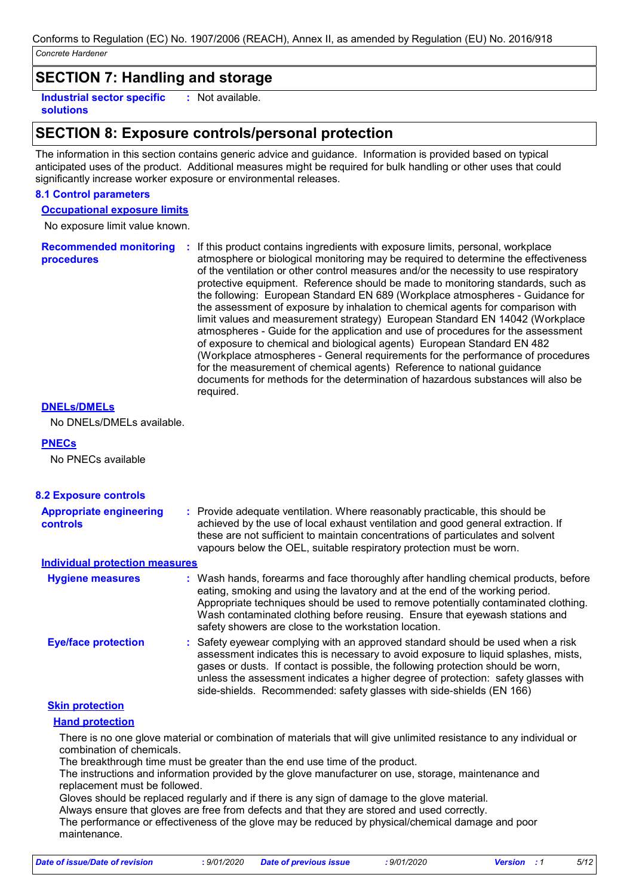## SECTION 7: Handling and storage

**Industrial sector specific solutions** : Not available.

## SECTION 8: Exposure controls/personal protection

The information in this section contains generic advice and guidance. Information is provided based on typical anticipated uses of the product. Additional measures might be required for bulk handling or other uses that could significantly increase worker exposure or environmental releases.

### 8.1 Control parameters

**Occupational exposure limits**

No exposure limit value known.

**Recommended monitoring procedures** : If this product contains ingredients with exposure limits, personal, workplace atmosphere or biological monitoring may be required to determine the effectiveness of the ventilation or other control measures and/or the necessity to use respiratory protective equipment. Reference should be made to monitoring standards, such as the following: European Standard EN 689 (Workplace atmospheres - Guidance for the assessment of exposure by inhalation to chemical agents for comparison with limit values and measurement strategy) European Standard EN 14042 (Workplace atmospheres - Guide for the application and use of procedures for the assessment of exposure to chemical and biological agents) European Standard EN 482 (Workplace atmospheres - General requirements for the performance of procedures for the measurement of chemical agents) Reference to national guidance documents for methods for the determination of hazardous substances will also be required.

**DNELs/DMELs**

No DNELs/DMELs available.

**PNECs**

No PNECs available

### 8.2 Exposure controls

**Appropriate engineering controls** : Provide adequate ventilation. Where reasonably practicable, this should be achieved by the use of local exhaust ventilation and good general extraction. If these are not sufficient to maintain concentrations of particulates and solvent vapours below the OEL, suitable respiratory protection must be worn.

**Individual protection measures**

**Hygiene measures** : Wash hands, forearms and face thoroughly after handling chemical products, before eating, smoking and using the lavatory and at the end of the working period. Appropriate techniques should be used to remove potentially contaminated clothing. Wash contaminated clothing before reusing. Ensure that eyewash stations and safety showers are close to the workstation location.

**Eye/face protection** : Safety eyewear complying with an approved standard should be used when a risk assessment indicates this is necessary to avoid exposure to liquid splashes, mists, gases or dusts. If contact is possible, the following protection should be worn, unless the assessment indicates a higher degree of protection: safety glasses with side-shields. Recommended: safety glasses with side-shields (EN 166)

**Skin protection**

**Hand protection**

There is no one glove material or combination of materials that will give unlimited resistance to any individual or combination of chemicals.
The breakthrough time must be greater than the end use time of the product.
The instructions and information provided by the glove manufacturer on use, storage, maintenance and replacement must be followed.
Gloves should be replaced regularly and if there is any sign of damage to the glove material.
Always ensure that gloves are free from defects and that they are stored and used correctly.
The performance or effectiveness of the glove may be reduced by physical/chemical damage and poor maintenance.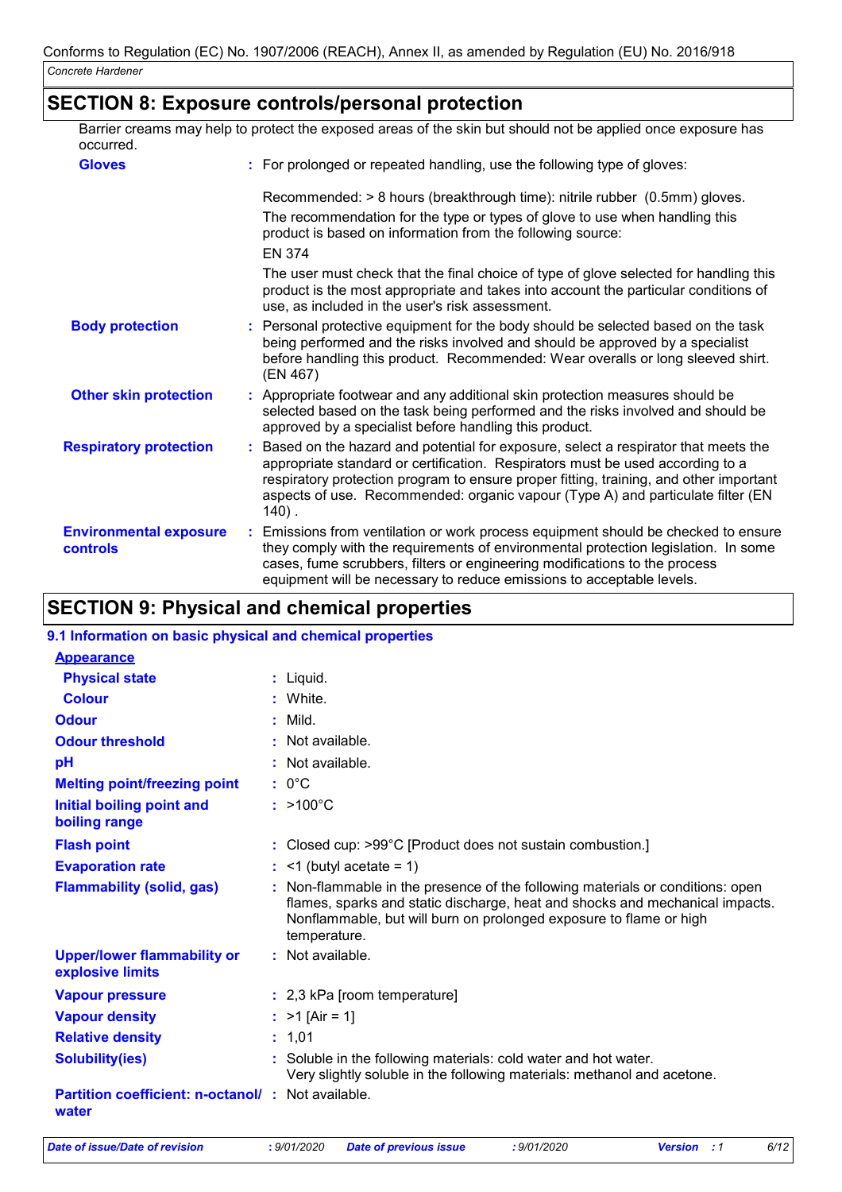## SECTION 8: Exposure controls/personal protection

Barrier creams may help to protect the exposed areas of the skin but should not be applied once exposure has occurred.

**Gloves** : For prolonged or repeated handling, use the following type of gloves:

Recommended: > 8 hours (breakthrough time): nitrile rubber (0.5mm) gloves.

The recommendation for the type or types of glove to use when handling this product is based on information from the following source:

EN 374

The user must check that the final choice of type of glove selected for handling this product is the most appropriate and takes into account the particular conditions of use, as included in the user's risk assessment.

**Body protection** : Personal protective equipment for the body should be selected based on the task being performed and the risks involved and should be approved by a specialist before handling this product. Recommended: Wear overalls or long sleeved shirt. (EN 467)

**Other skin protection** : Appropriate footwear and any additional skin protection measures should be selected based on the task being performed and the risks involved and should be approved by a specialist before handling this product.

**Respiratory protection** : Based on the hazard and potential for exposure, select a respirator that meets the appropriate standard or certification. Respirators must be used according to a respiratory protection program to ensure proper fitting, training, and other important aspects of use. Recommended: organic vapour (Type A) and particulate filter (EN 140) .

**Environmental exposure controls** : Emissions from ventilation or work process equipment should be checked to ensure they comply with the requirements of environmental protection legislation. In some cases, fume scrubbers, filters or engineering modifications to the process equipment will be necessary to reduce emissions to acceptable levels.

## SECTION 9: Physical and chemical properties

### 9.1 Information on basic physical and chemical properties

**Appearance**

**Physical state** : Liquid.

**Colour** : White.

**Odour** : Mild.

**Odour threshold** : Not available.

**pH** : Not available.

**Melting point/freezing point** : 0°C

**Initial boiling point and boiling range** : >100°C

**Flash point** : Closed cup: >99°C [Product does not sustain combustion.]

**Evaporation rate** : <1 (butyl acetate = 1)

**Flammability (solid, gas)** : Non-flammable in the presence of the following materials or conditions: open flames, sparks and static discharge, heat and shocks and mechanical impacts. Nonflammable, but will burn on prolonged exposure to flame or high temperature.

**Upper/lower flammability or explosive limits** : Not available.

**Vapour pressure** : 2,3 kPa [room temperature]

**Vapour density** : >1 [Air = 1]

**Relative density** : 1,01

**Solubility(ies)** : Soluble in the following materials: cold water and hot water. Very slightly soluble in the following materials: methanol and acetone.

**Partition coefficient: n-octanol/water** : Not available.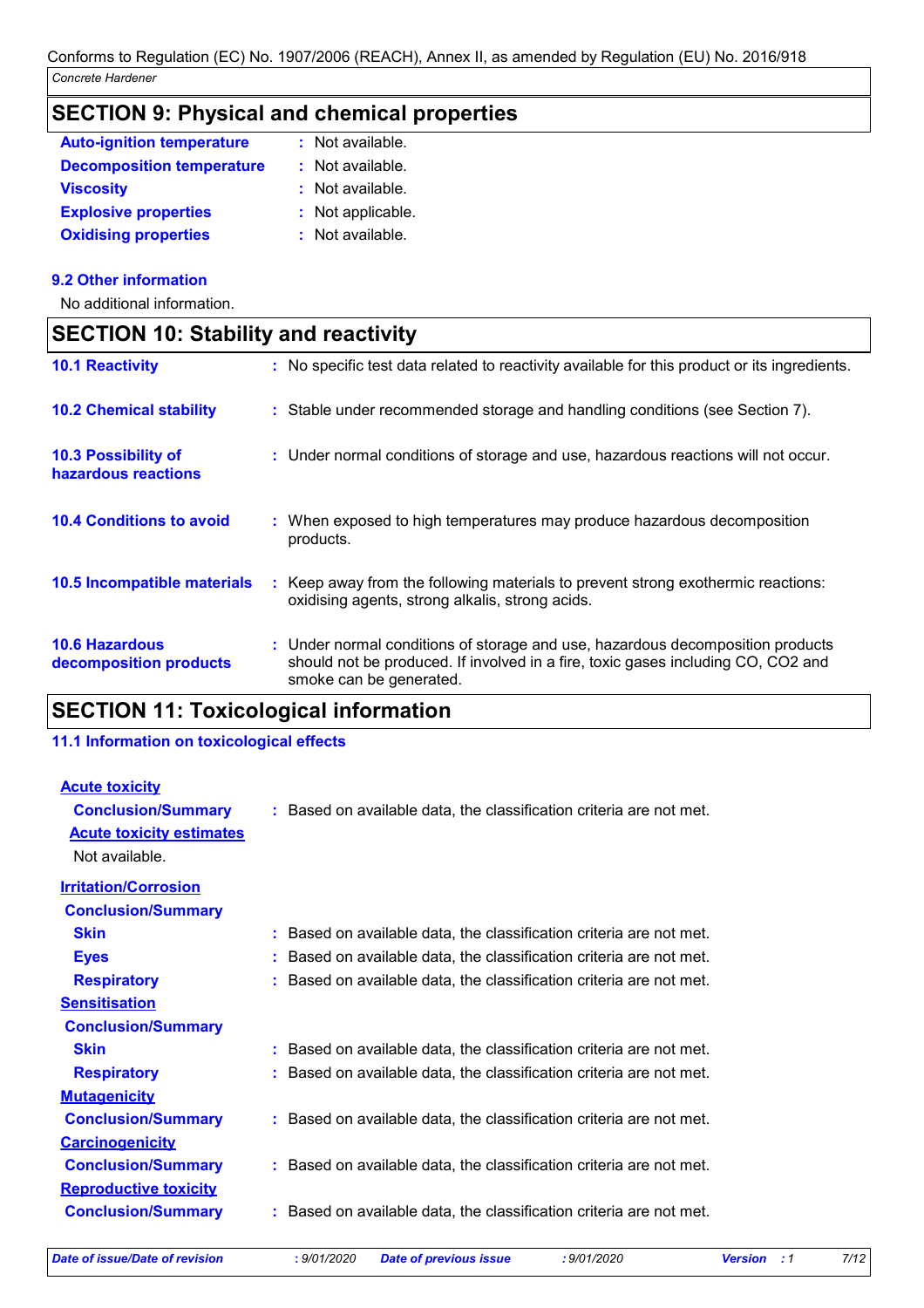## SECTION 9: Physical and chemical properties

| | |
|---|---|
| **Auto-ignition temperature** | : Not available. |
| **Decomposition temperature** | : Not available. |
| **Viscosity** | : Not available. |
| **Explosive properties** | : Not applicable. |
| **Oxidising properties** | : Not available. |

### 9.2 Other information

No additional information.

## SECTION 10: Stability and reactivity

| | |
|---|---|
| **10.1 Reactivity** | : No specific test data related to reactivity available for this product or its ingredients. |
| **10.2 Chemical stability** | : Stable under recommended storage and handling conditions (see Section 7). |
| **10.3 Possibility of hazardous reactions** | : Under normal conditions of storage and use, hazardous reactions will not occur. |
| **10.4 Conditions to avoid** | : When exposed to high temperatures may produce hazardous decomposition products. |
| **10.5 Incompatible materials** | : Keep away from the following materials to prevent strong exothermic reactions: oxidising agents, strong alkalis, strong acids. |
| **10.6 Hazardous decomposition products** | : Under normal conditions of storage and use, hazardous decomposition products should not be produced. If involved in a fire, toxic gases including CO, $CO_2$ and smoke can be generated. |

## SECTION 11: Toxicological information

### 11.1 Information on toxicological effects

**Acute toxicity**

**Conclusion/Summary** : Based on available data, the classification criteria are not met.

**Acute toxicity estimates**

Not available.

**Irritation/Corrosion**

**Conclusion/Summary**

| | |
|---|---|
| **Skin** | : Based on available data, the classification criteria are not met. |
| **Eyes** | : Based on available data, the classification criteria are not met. |
| **Respiratory** | : Based on available data, the classification criteria are not met. |

**Sensitisation**

**Conclusion/Summary**

| | |
|---|---|
| **Skin** | : Based on available data, the classification criteria are not met. |
| **Respiratory** | : Based on available data, the classification criteria are not met. |

**Mutagenicity**

**Conclusion/Summary** : Based on available data, the classification criteria are not met.

**Carcinogenicity**

**Conclusion/Summary** : Based on available data, the classification criteria are not met.

**Reproductive toxicity**

**Conclusion/Summary** : Based on available data, the classification criteria are not met.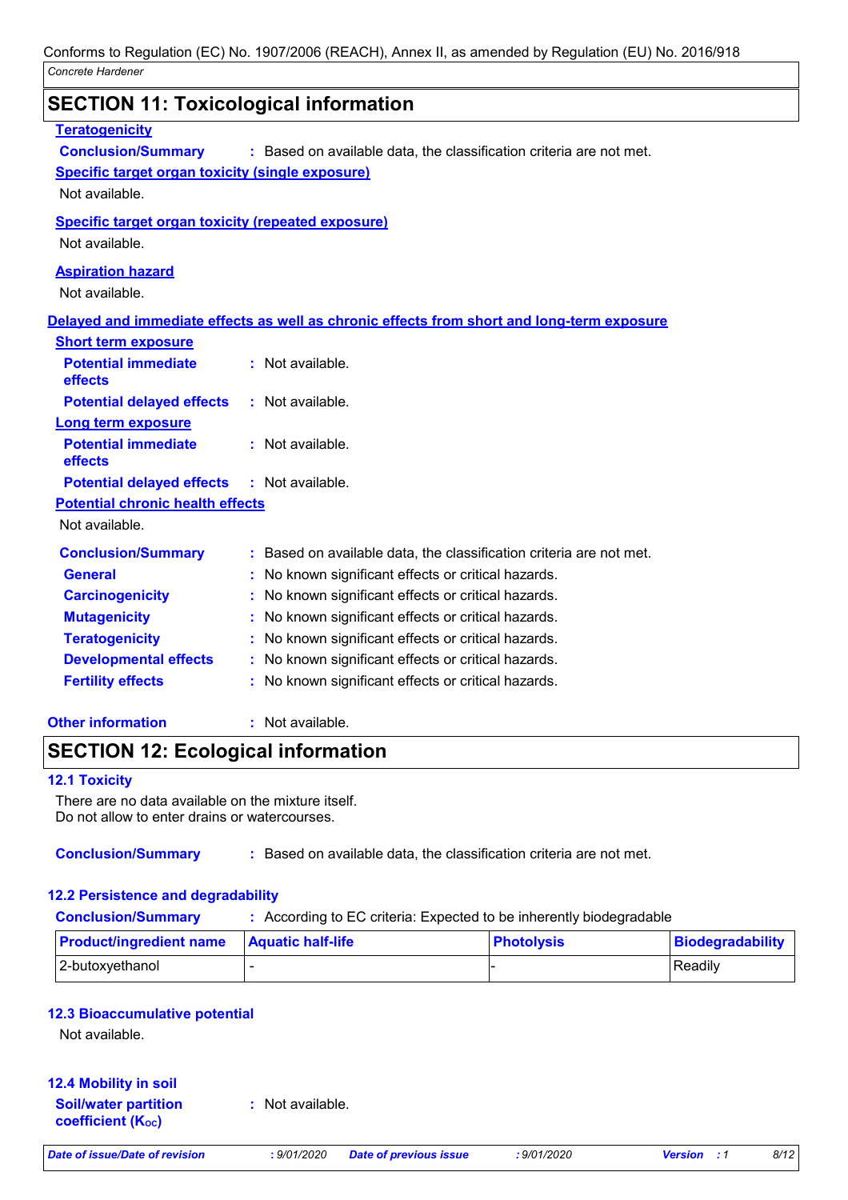## SECTION 11: Toxicological information

**Teratogenicity**

**Conclusion/Summary** : Based on available data, the classification criteria are not met.

**Specific target organ toxicity (single exposure)**

Not available.

**Specific target organ toxicity (repeated exposure)**

Not available.

**Aspiration hazard**

Not available.

**Delayed and immediate effects as well as chronic effects from short and long-term exposure**

**Short term exposure**

**Potential immediate effects** : Not available.

**Potential delayed effects** : Not available.

**Long term exposure**

**Potential immediate effects** : Not available.

**Potential delayed effects** : Not available.

**Potential chronic health effects**

Not available.

**Conclusion/Summary** : Based on available data, the classification criteria are not met.

**General** : No known significant effects or critical hazards.

**Carcinogenicity** : No known significant effects or critical hazards.

**Mutagenicity** : No known significant effects or critical hazards.

**Teratogenicity** : No known significant effects or critical hazards.

**Developmental effects** : No known significant effects or critical hazards.

**Fertility effects** : No known significant effects or critical hazards.

**Other information** : Not available.

## SECTION 12: Ecological information

### 12.1 Toxicity

There are no data available on the mixture itself.
Do not allow to enter drains or watercourses.

**Conclusion/Summary** : Based on available data, the classification criteria are not met.

### 12.2 Persistence and degradability

**Conclusion/Summary** : According to EC criteria: Expected to be inherently biodegradable

| Product/ingredient name | Aquatic half-life | Photolysis | Biodegradability |
|---|---|---|---|
| 2-butoxyethanol | - | - | Readily |

### 12.3 Bioaccumulative potential

Not available.

### 12.4 Mobility in soil

**Soil/water partition coefficient ($K_{OC}$)** : Not available.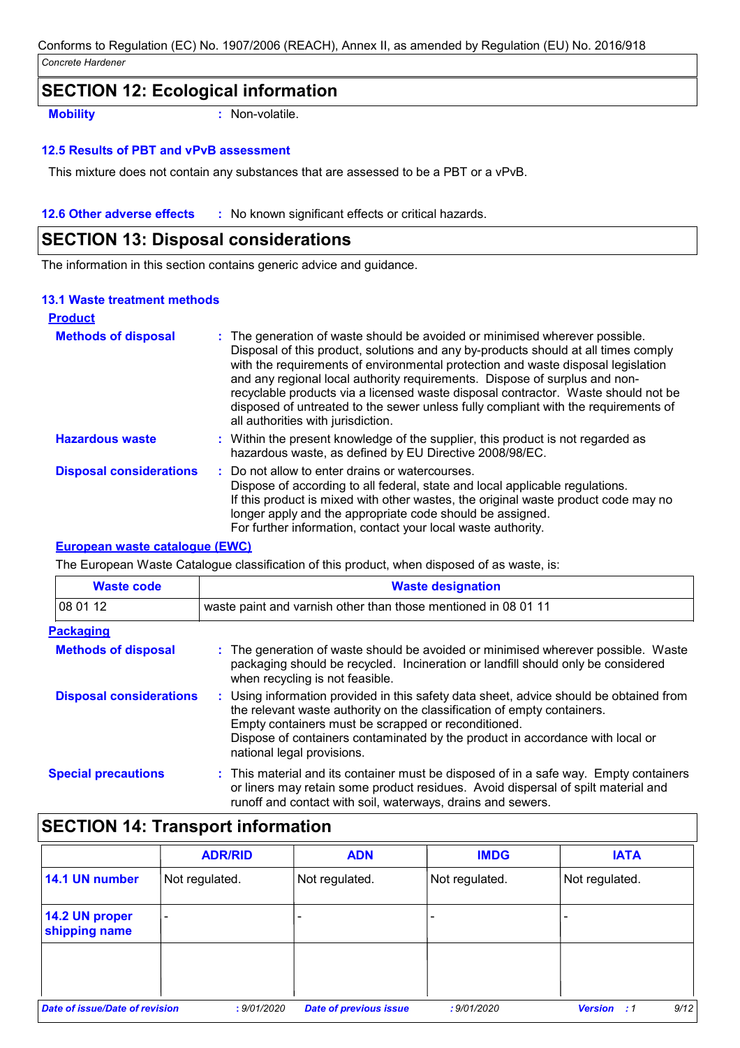## SECTION 12: Ecological information

**Mobility** : Non-volatile.

### 12.5 Results of PBT and vPvB assessment

This mixture does not contain any substances that are assessed to be a PBT or a vPvB.

**12.6 Other adverse effects** : No known significant effects or critical hazards.

## SECTION 13: Disposal considerations

The information in this section contains generic advice and guidance.

### 13.1 Waste treatment methods

**Product**

**Methods of disposal** : The generation of waste should be avoided or minimised wherever possible. Disposal of this product, solutions and any by-products should at all times comply with the requirements of environmental protection and waste disposal legislation and any regional local authority requirements. Dispose of surplus and non-recyclable products via a licensed waste disposal contractor. Waste should not be disposed of untreated to the sewer unless fully compliant with the requirements of all authorities with jurisdiction.

**Hazardous waste** : Within the present knowledge of the supplier, this product is not regarded as hazardous waste, as defined by EU Directive 2008/98/EC.

**Disposal considerations** : Do not allow to enter drains or watercourses.
Dispose of according to all federal, state and local applicable regulations.
If this product is mixed with other wastes, the original waste product code may no longer apply and the appropriate code should be assigned.
For further information, contact your local waste authority.

**European waste catalogue (EWC)**

The European Waste Catalogue classification of this product, when disposed of as waste, is:

| Waste code | Waste designation |
|---|---|
| 08 01 12 | waste paint and varnish other than those mentioned in 08 01 11 |

**Packaging**

**Methods of disposal** : The generation of waste should be avoided or minimised wherever possible. Waste packaging should be recycled. Incineration or landfill should only be considered when recycling is not feasible.

**Disposal considerations** : Using information provided in this safety data sheet, advice should be obtained from the relevant waste authority on the classification of empty containers.
Empty containers must be scrapped or reconditioned.
Dispose of containers contaminated by the product in accordance with local or national legal provisions.

**Special precautions** : This material and its container must be disposed of in a safe way. Empty containers or liners may retain some product residues. Avoid dispersal of spilt material and runoff and contact with soil, waterways, drains and sewers.

## SECTION 14: Transport information

| | ADR/RID | ADN | IMDG | IATA |
|---|---|---|---|---|
| **14.1 UN number** | Not regulated. | Not regulated. | Not regulated. | Not regulated. |
| **14.2 UN proper shipping name** | - | - | - | - |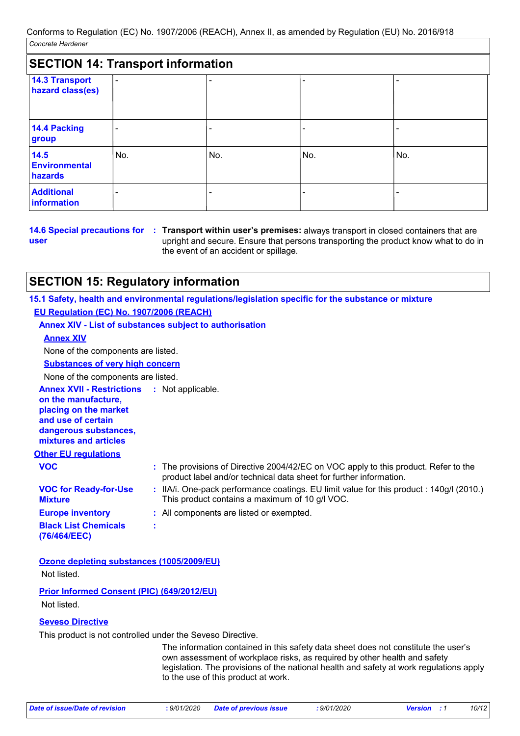## SECTION 14: Transport information

| | | | | |
|---|---|---|---|---|
| **14.3 Transport hazard class(es)** | - | - | - | - |
| **14.4 Packing group** | - | - | - | - |
| **14.5 Environmental hazards** | No. | No. | No. | No. |
| **Additional information** | - | - | - | - |

**14.6 Special precautions for user** : **Transport within user's premises:** always transport in closed containers that are upright and secure. Ensure that persons transporting the product know what to do in the event of an accident or spillage.

## SECTION 15: Regulatory information

### 15.1 Safety, health and environmental regulations/legislation specific for the substance or mixture

**EU Regulation (EC) No. 1907/2006 (REACH)**

**Annex XIV - List of substances subject to authorisation**

**Annex XIV**

None of the components are listed.

**Substances of very high concern**

None of the components are listed.

**Annex XVII - Restrictions on the manufacture, placing on the market and use of certain dangerous substances, mixtures and articles** : Not applicable.

**Other EU regulations**

**VOC** : The provisions of Directive 2004/42/EC on VOC apply to this product. Refer to the product label and/or technical data sheet for further information.

**VOC for Ready-for-Use Mixture** : IIA/i. One-pack performance coatings. EU limit value for this product : 140g/l (2010.) This product contains a maximum of 10 g/l VOC.

**Europe inventory** : All components are listed or exempted.

**Black List Chemicals (76/464/EEC)** :

**Ozone depleting substances (1005/2009/EU)**

Not listed.

**Prior Informed Consent (PIC) (649/2012/EU)**

Not listed.

**Seveso Directive**

This product is not controlled under the Seveso Directive.

The information contained in this safety data sheet does not constitute the user's own assessment of workplace risks, as required by other health and safety legislation. The provisions of the national health and safety at work regulations apply to the use of this product at work.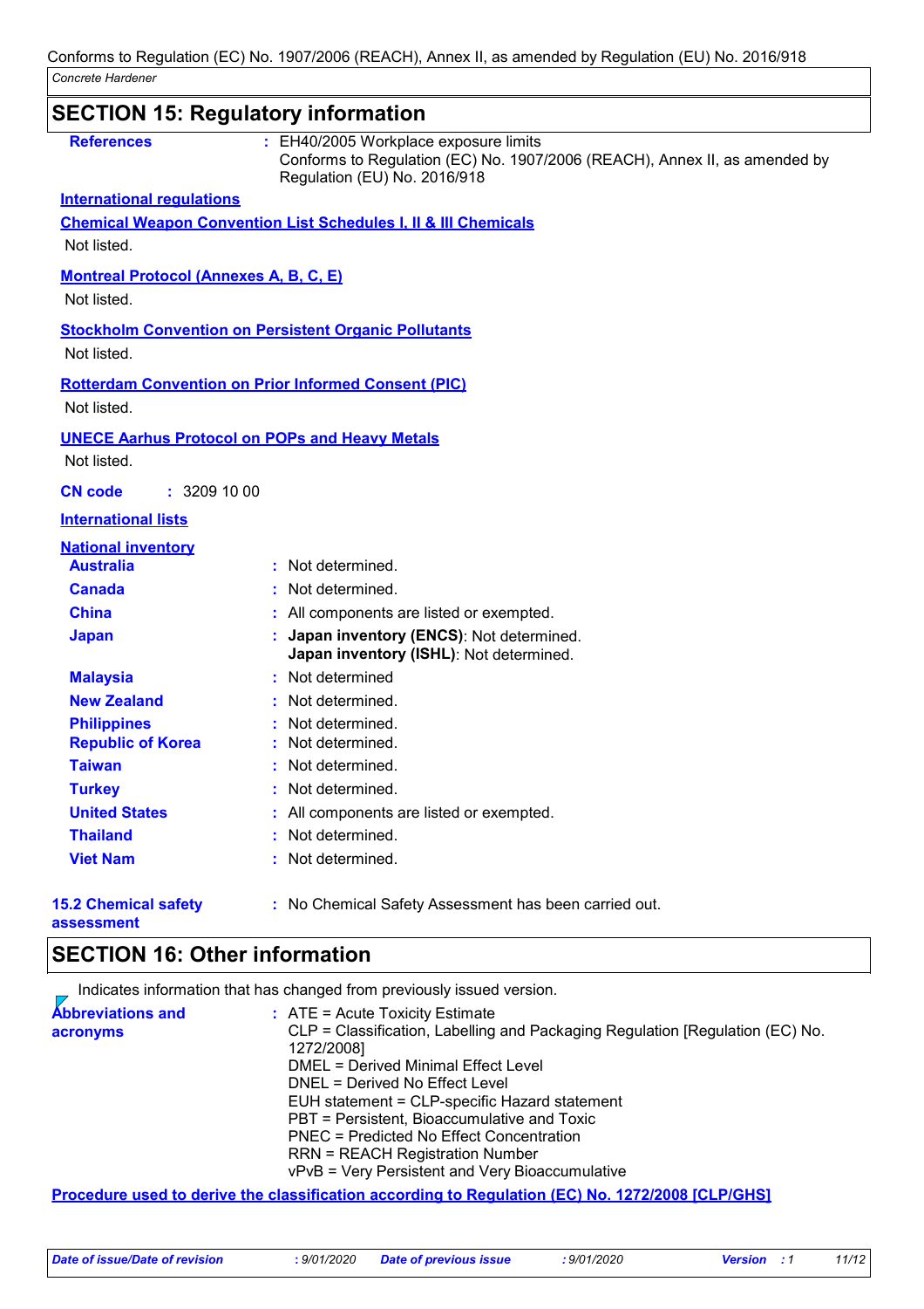## SECTION 15: Regulatory information

**References** : EH40/2005 Workplace exposure limits
Conforms to Regulation (EC) No. 1907/2006 (REACH), Annex II, as amended by Regulation (EU) No. 2016/918

**International regulations**

**Chemical Weapon Convention List Schedules I, II & III Chemicals**

Not listed.

**Montreal Protocol (Annexes A, B, C, E)**

Not listed.

**Stockholm Convention on Persistent Organic Pollutants**

Not listed.

**Rotterdam Convention on Prior Informed Consent (PIC)**

Not listed.

**UNECE Aarhus Protocol on POPs and Heavy Metals**

Not listed.

**CN code** : 3209 10 00

**International lists**

**National inventory**

| | |
|---|---|
| **Australia** | : Not determined. |
| **Canada** | : Not determined. |
| **China** | : All components are listed or exempted. |
| **Japan** | : **Japan inventory (ENCS)**: Not determined. **Japan inventory (ISHL)**: Not determined. |
| **Malaysia** | : Not determined |
| **New Zealand** | : Not determined. |
| **Philippines** | : Not determined. |
| **Republic of Korea** | : Not determined. |
| **Taiwan** | : Not determined. |
| **Turkey** | : Not determined. |
| **United States** | : All components are listed or exempted. |
| **Thailand** | : Not determined. |
| **Viet Nam** | : Not determined. |

**15.2 Chemical safety assessment** : No Chemical Safety Assessment has been carried out.

## SECTION 16: Other information

Indicates information that has changed from previously issued version.

**Abbreviations and acronyms** : ATE = Acute Toxicity Estimate
CLP = Classification, Labelling and Packaging Regulation [Regulation (EC) No. 1272/2008]
DMEL = Derived Minimal Effect Level
DNEL = Derived No Effect Level
EUH statement = CLP-specific Hazard statement
PBT = Persistent, Bioaccumulative and Toxic
PNEC = Predicted No Effect Concentration
RRN = REACH Registration Number
vPvB = Very Persistent and Very Bioaccumulative

**Procedure used to derive the classification according to Regulation (EC) No. 1272/2008 [CLP/GHS]**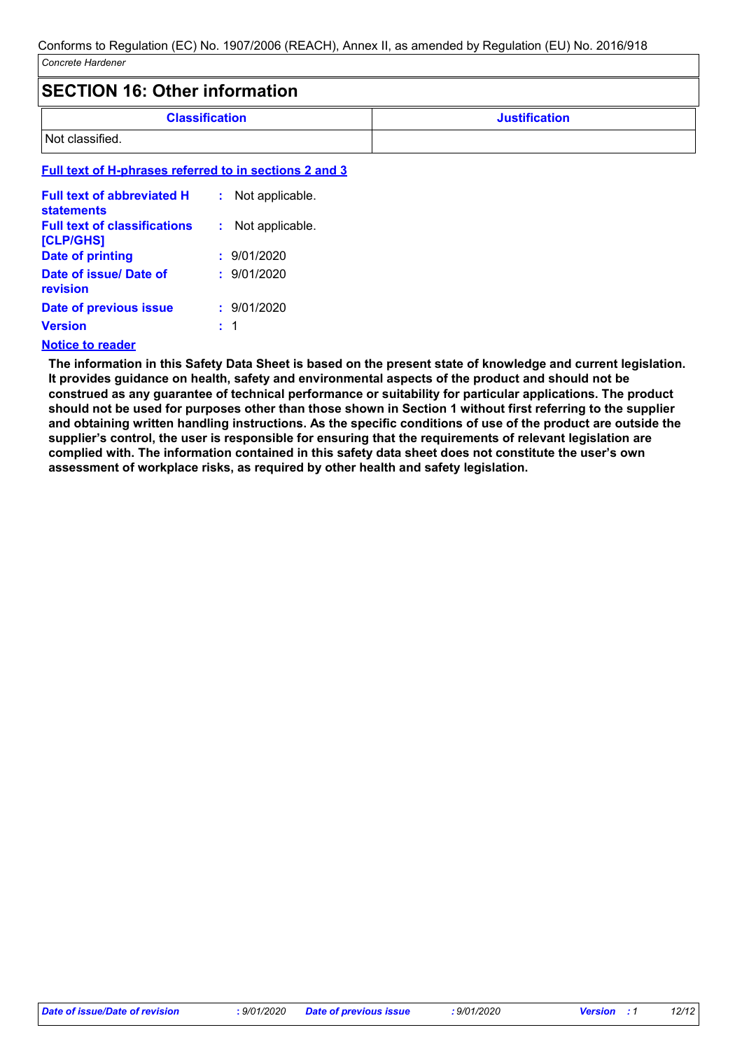## SECTION 16: Other information

| Classification | Justification |
| --- | --- |
| Not classified. | |

**Full text of H-phrases referred to in sections 2 and 3**

| | |
| --- | --- |
| **Full text of abbreviated H statements** | : Not applicable. |
| **Full text of classifications [CLP/GHS]** | : Not applicable. |
| **Date of printing** | : 9/01/2020 |
| **Date of issue/ Date of revision** | : 9/01/2020 |
| **Date of previous issue** | : 9/01/2020 |
| **Version** | : 1 |

**Notice to reader**

**The information in this Safety Data Sheet is based on the present state of knowledge and current legislation. It provides guidance on health, safety and environmental aspects of the product and should not be construed as any guarantee of technical performance or suitability for particular applications. The product should not be used for purposes other than those shown in Section 1 without first referring to the supplier and obtaining written handling instructions. As the specific conditions of use of the product are outside the supplier's control, the user is responsible for ensuring that the requirements of relevant legislation are complied with. The information contained in this safety data sheet does not constitute the user's own assessment of workplace risks, as required by other health and safety legislation.**